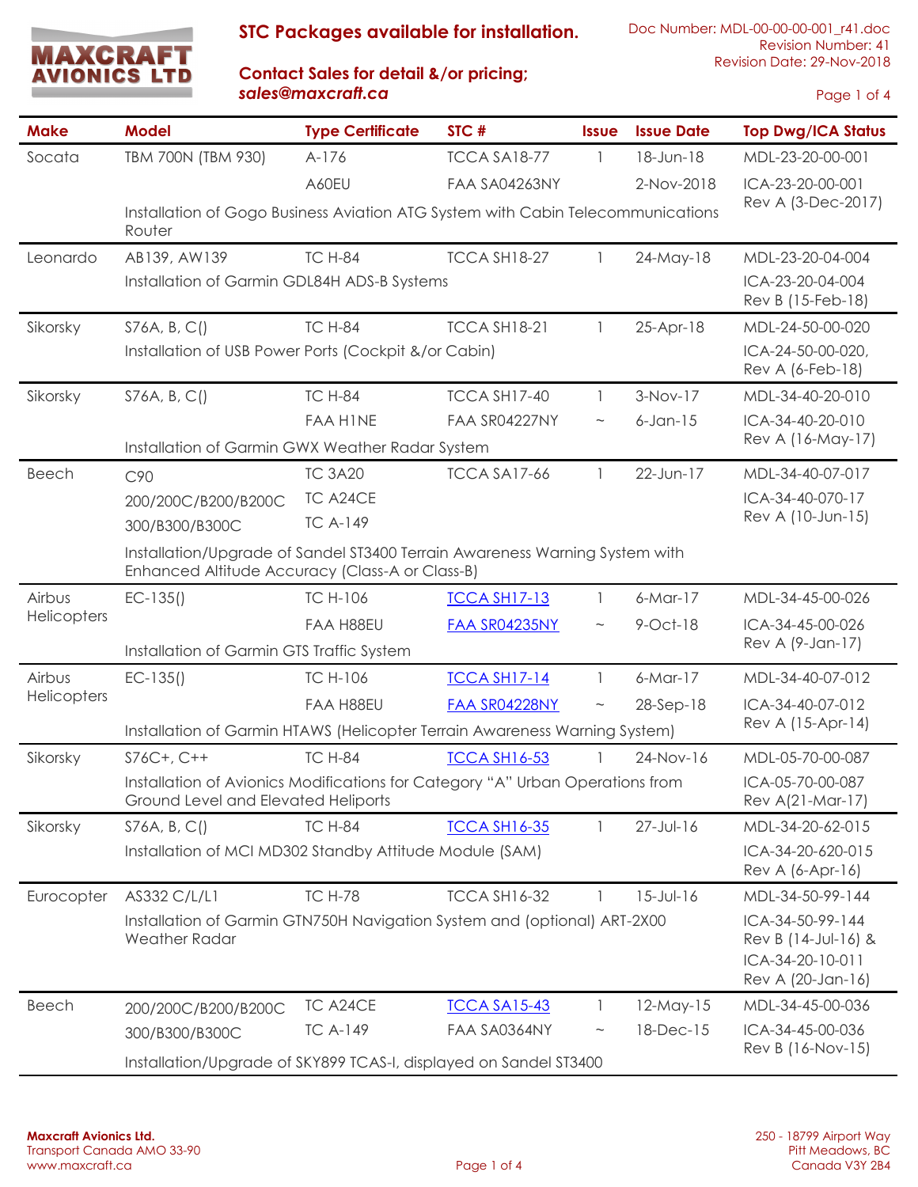**MAXCRAFT AVIONICS LTD**

## STC Packages available for installation.

**Contact Sales for detail &/or pricing; *sales@maxcraft.ca***

Doc Number: MDL-00-00-00-001_r41.doc
Revision Number: 41
Revision Date: 29-Nov-2018

| Make | Model | Type Certificate | STC # | Issue | Issue Date | Top Dwg/ICA Status |
|---|---|---|---|---|---|---|
| Socata | TBM 700N (TBM 930) | A-176 | TCCA SA18-77 | 1 | 18-Jun-18 | MDL-23-20-00-001 |
| | | A60EU | FAA SA04263NY | | 2-Nov-2018 | ICA-23-20-00-001 Rev A (3-Dec-2017) |
| | Installation of Gogo Business Aviation ATG System with Cabin Telecommunications Router | | | | | |
| Leonardo | AB139, AW139 | TC H-84 | TCCA SH18-27 | 1 | 24-May-18 | MDL-23-20-04-004 |
| | Installation of Garmin GDL84H ADS-B Systems | | | | | ICA-23-20-04-004 Rev B (15-Feb-18) |
| Sikorsky | S76A, B, C() | TC H-84 | TCCA SH18-21 | 1 | 25-Apr-18 | MDL-24-50-00-020 |
| | Installation of USB Power Ports (Cockpit &/or Cabin) | | | | | ICA-24-50-00-020, Rev A (6-Feb-18) |
| Sikorsky | S76A, B, C() | TC H-84 | TCCA SH17-40 | 1 | 3-Nov-17 | MDL-34-40-20-010 |
| | | FAA H1NE | FAA SR04227NY | ~ | 6-Jan-15 | ICA-34-40-20-010 Rev A (16-May-17) |
| | Installation of Garmin GWX Weather Radar System | | | | | |
| Beech | C90<br>200/200C/B200/B200C<br>300/B300/B300C | TC 3A20<br>TC A24CE<br>TC A-149 | TCCA SA17-66 | 1 | 22-Jun-17 | MDL-34-40-07-017<br>ICA-34-40-070-17 Rev A (10-Jun-15) |
| | Installation/Upgrade of Sandel ST3400 Terrain Awareness Warning System with Enhanced Altitude Accuracy (Class-A or Class-B) | | | | | |
| Airbus Helicopters | EC-135() | TC H-106 | TCCA SH17-13 | 1 | 6-Mar-17 | MDL-34-45-00-026 |
| | | FAA H88EU | FAA SR04235NY | ~ | 9-Oct-18 | ICA-34-45-00-026 Rev A (9-Jan-17) |
| | Installation of Garmin GTS Traffic System | | | | | |
| Airbus Helicopters | EC-135() | TC H-106 | TCCA SH17-14 | 1 | 6-Mar-17 | MDL-34-40-07-012 |
| | | FAA H88EU | FAA SR04228NY | ~ | 28-Sep-18 | ICA-34-40-07-012 Rev A (15-Apr-14) |
| | Installation of Garmin HTAWS (Helicopter Terrain Awareness Warning System) | | | | | |
| Sikorsky | S76C+, C++ | TC H-84 | TCCA SH16-53 | 1 | 24-Nov-16 | MDL-05-70-00-087 |
| | Installation of Avionics Modifications for Category “A” Urban Operations from Ground Level and Elevated Heliports | | | | | ICA-05-70-00-087 Rev A(21-Mar-17) |
| Sikorsky | S76A, B, C() | TC H-84 | TCCA SH16-35 | 1 | 27-Jul-16 | MDL-34-20-62-015 |
| | Installation of MCI MD302 Standby Attitude Module (SAM) | | | | | ICA-34-20-620-015 Rev A (6-Apr-16) |
| Eurocopter | AS332 C/L/L1 | TC H-78 | TCCA SH16-32 | 1 | 15-Jul-16 | MDL-34-50-99-144 |
| | Installation of Garmin GTN750H Navigation System and (optional) ART-2X00 Weather Radar | | | | | ICA-34-50-99-144 Rev B (14-Jul-16) & ICA-34-20-10-011 Rev A (20-Jan-16) |
| Beech | 200/200C/B200/B200C | TC A24CE | TCCA SA15-43 | 1 | 12-May-15 | MDL-34-45-00-036 |
| | 300/B300/B300C | TC A-149 | FAA SA0364NY | ~ | 18-Dec-15 | ICA-34-45-00-036 Rev B (16-Nov-15) |
| | Installation/Upgrade of SKY899 TCAS-I, displayed on Sandel ST3400 | | | | | |

**Maxcraft Avionics Ltd.**
Transport Canada AMO 33-90
www.maxcraft.ca

250 - 18799 Airport Way
Pitt Meadows, BC
Canada V3Y 2B4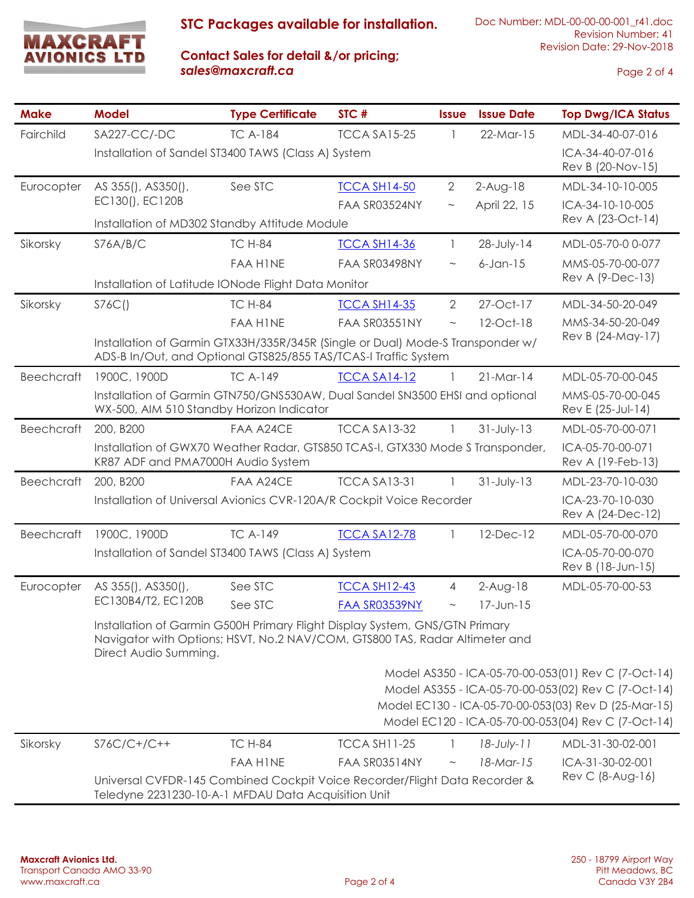**STC Packages available for installation.**

**Contact Sales for detail &/or pricing; *sales@maxcraft.ca***

Doc Number: MDL-00-00-00-001_r41.doc
Revision Number: 41
Revision Date: 29-Nov-2018

| Make | Model | Type Certificate | STC # | Issue | Issue Date | Top Dwg/ICA Status |
|---|---|---|---|---|---|---|
| Fairchild | SA227-CC/-DC | TC A-184 | TCCA SA15-25 | 1 | 22-Mar-15 | MDL-34-40-07-016 |
| | Installation of Sandel ST3400 TAWS (Class A) System | | | | | ICA-34-40-07-016 Rev B (20-Nov-15) |
| Eurocopter | AS 355(), AS350(), EC130(), EC120B | See STC | TCCA SH14-50 | 2 | 2-Aug-18 | MDL-34-10-10-005 |
| | | | FAA SR03524NY | ~ | April 22, 15 | ICA-34-10-10-005 Rev A (23-Oct-14) |
| | Installation of MD302 Standby Attitude Module | | | | | |
| Sikorsky | S76A/B/C | TC H-84 | TCCA SH14-36 | 1 | 28-July-14 | MDL-05-70-0 0-077 |
| | | FAA H1NE | FAA SR03498NY | ~ | 6-Jan-15 | MMS-05-70-00-077 Rev A (9-Dec-13) |
| | Installation of Latitude IONode Flight Data Monitor | | | | | |
| Sikorsky | S76C() | TC H-84 | TCCA SH14-35 | 2 | 27-Oct-17 | MDL-34-50-20-049 |
| | | FAA H1NE | FAA SR03551NY | ~ | 12-Oct-18 | MMS-34-50-20-049 Rev B (24-May-17) |
| | Installation of Garmin GTX33H/335R/345R (Single or Dual) Mode-S Transponder w/ ADS-B In/Out, and Optional GTS825/855 TAS/TCAS-I Traffic System | | | | | |
| Beechcraft | 1900C, 1900D | TC A-149 | TCCA SA14-12 | 1 | 21-Mar-14 | MDL-05-70-00-045 |
| | Installation of Garmin GTN750/GNS530AW, Dual Sandel SN3500 EHSI and optional WX-500, AIM 510 Standby Horizon Indicator | | | | | MMS-05-70-00-045 Rev E (25-Jul-14) |
| Beechcraft | 200, B200 | FAA A24CE | TCCA SA13-32 | 1 | 31-July-13 | MDL-05-70-00-071 |
| | Installation of GWX70 Weather Radar, GTS850 TCAS-I, GTX330 Mode S Transponder, KR87 ADF and PMA7000H Audio System | | | | | ICA-05-70-00-071 Rev A (19-Feb-13) |
| Beechcraft | 200, B200 | FAA A24CE | TCCA SA13-31 | 1 | 31-July-13 | MDL-23-70-10-030 |
| | Installation of Universal Avionics CVR-120A/R Cockpit Voice Recorder | | | | | ICA-23-70-10-030 Rev A (24-Dec-12) |
| Beechcraft | 1900C, 1900D | TC A-149 | TCCA SA12-78 | 1 | 12-Dec-12 | MDL-05-70-00-070 |
| | Installation of Sandel ST3400 TAWS (Class A) System | | | | | ICA-05-70-00-070 Rev B (18-Jun-15) |
| Eurocopter | AS 355(), AS350(), EC130B4/T2, EC120B | See STC | TCCA SH12-43 | 4 | 2-Aug-18 | MDL-05-70-00-53 |
| | | See STC | FAA SR03539NY | ~ | 17-Jun-15 | |
| | Installation of Garmin G500H Primary Flight Display System, GNS/GTN Primary Navigator with Options; HSVT, No.2 NAV/COM, GTS800 TAS, Radar Altimeter and Direct Audio Summing. | | | | | |
| | Model AS350 - ICA-05-70-00-053(01) Rev C (7-Oct-14); Model AS355 - ICA-05-70-00-053(02) Rev C (7-Oct-14); Model EC130 - ICA-05-70-00-053(03) Rev D (25-Mar-15); Model EC120 - ICA-05-70-00-053(04) Rev C (7-Oct-14) | | | | | |
| Sikorsky | S76C/C+/C++ | TC H-84 | TCCA SH11-25 | 1 | *18-July-11* | MDL-31-30-02-001 |
| | | FAA H1NE | FAA SR03514NY | ~ | *18-Mar-15* | ICA-31-30-02-001 Rev C (8-Aug-16) |
| | Universal CVFDR-145 Combined Cockpit Voice Recorder/Flight Data Recorder & Teledyne 2231230-10-A-1 MFDAU Data Acquisition Unit | | | | | |

**Maxcraft Avionics Ltd.**
Transport Canada AMO 33-90
www.maxcraft.ca

250 - 18799 Airport Way
Pitt Meadows, BC
Canada V3Y 2B4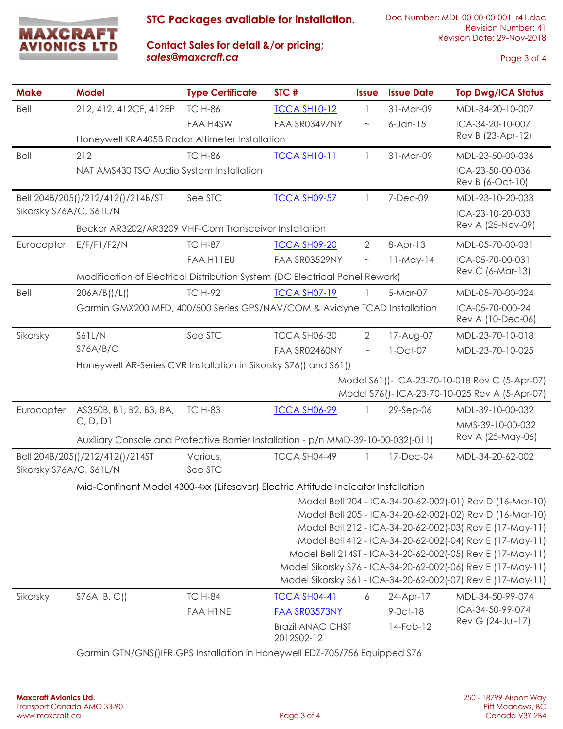**STC Packages available for installation.**

**Contact Sales for detail &/or pricing;** ***sales@maxcraft.ca***

Doc Number: MDL-00-00-00-001_r41.doc
Revision Number: 41
Revision Date: 29-Nov-2018

| Make | Model | Type Certificate | STC # | Issue | Issue Date | Top Dwg/ICA Status |
|---|---|---|---|---|---|---|
| Bell | 212, 412, 412CF, 412EP | TC H-86 | TCCA SH10-12 | 1 | 31-Mar-09 | MDL-34-20-10-007 |
| | | FAA H4SW | FAA SR03497NY | ~ | 6-Jan-15 | ICA-34-20-10-007 Rev B (23-Apr-12) |
| | Honeywell KRA405B Radar Altimeter Installation | | | | | |
| Bell | 212 | TC H-86 | TCCA SH10-11 | 1 | 31-Mar-09 | MDL-23-50-00-036 |
| | NAT AMS430 TSO Audio System Installation | | | | | ICA-23-50-00-036 Rev B (6-Oct-10) |
| Bell 204B/205()/212/412()/214B/ST Sikorsky S76A/C, S61L/N | | See STC | TCCA SH09-57 | 1 | 7-Dec-09 | MDL-23-10-20-033 |
| | | | | | | ICA-23-10-20-033 Rev A (25-Nov-09) |
| | Becker AR3202/AR3209 VHF-Com Transceiver Installation | | | | | |
| Eurocopter | E/F/F1/F2/N | TC H-87 | TCCA SH09-20 | 2 | 8-Apr-13 | MDL-05-70-00-031 |
| | | FAA H11EU | FAA SR03529NY | ~ | 11-May-14 | ICA-05-70-00-031 Rev C (6-Mar-13) |
| | Modification of Electrical Distribution System (DC Electrical Panel Rework) | | | | | |
| Bell | 206A/B()/L() | TC H-92 | TCCA SH07-19 | 1 | 5-Mar-07 | MDL-05-70-00-024 |
| | Garmin GMX200 MFD, 400/500 Series GPS/NAV/COM & Avidyne TCAD Installation | | | | | ICA-05-70-000-24 Rev A (10-Dec-06) |
| Sikorsky | S61L/N | See STC | TCCA SH06-30 | 2 | 17-Aug-07 | MDL-23-70-10-018 |
| | S76A/B/C | | FAA SR02460NY | ~ | 1-Oct-07 | MDL-23-70-10-025 |
| | Honeywell AR-Series CVR Installation in Sikorsky S76() and S61() | | | | | |
| | | | | | | Model S61()- ICA-23-70-10-018 Rev C (5-Apr-07) |
| | | | | | | Model S76()- ICA-23-70-10-025 Rev A (5-Apr-07) |
| Eurocopter | AS350B, B1, B2, B3, BA, C, D, D1 | TC H-83 | TCCA SH06-29 | 1 | 29-Sep-06 | MDL-39-10-00-032 |
| | | | | | | MMS-39-10-00-032 Rev A (25-May-06) |
| | Auxiliary Console and Protective Barrier Installation - p/n MMD-39-10-00-032(-011) | | | | | |
| Bell 204B/205()/212/412()/214ST Sikorsky S76A/C, S61L/N | | Various, See STC | TCCA SH04-49 | 1 | 17-Dec-04 | MDL-34-20-62-002 |
| | Mid-Continent Model 4300-4xx (Lifesaver) Electric Attitude Indicator Installation | | | | | |
| | | | | | | Model Bell 204 - ICA-34-20-62-002(-01) Rev D (16-Mar-10) |
| | | | | | | Model Bell 205 - ICA-34-20-62-002(-02) Rev D (16-Mar-10) |
| | | | | | | Model Bell 212 - ICA-34-20-62-002(-03) Rev E (17-May-11) |
| | | | | | | Model Bell 412 - ICA-34-20-62-002(-04) Rev E (17-May-11) |
| | | | | | | Model Bell 214ST - ICA-34-20-62-002(-05) Rev E (17-May-11) |
| | | | | | | Model Sikorsky S76 - ICA-34-20-62-002(-06) Rev E (17-May-11) |
| | | | | | | Model Sikorsky S61 - ICA-34-20-62-002(-07) Rev E (17-May-11) |
| Sikorsky | S76A, B, C() | TC H-84 | TCCA SH04-41 | 6 | 24-Apr-17 | MDL-34-50-99-074 |
| | | FAA H1NE | FAA SR03573NY | | 9-Oct-18 | ICA-34-50-99-074 Rev G (24-Jul-17) |
| | | | Brazil ANAC CHST 2012S02-12 | | 14-Feb-12 | |
| | Garmin GTN/GNS()IFR GPS Installation in Honeywell EDZ-705/756 Equipped S76 | | | | | |

**Maxcraft Avionics Ltd.**
Transport Canada AMO 33-90
www.maxcraft.ca

250 - 18799 Airport Way
Pitt Meadows, BC
Canada V3Y 2B4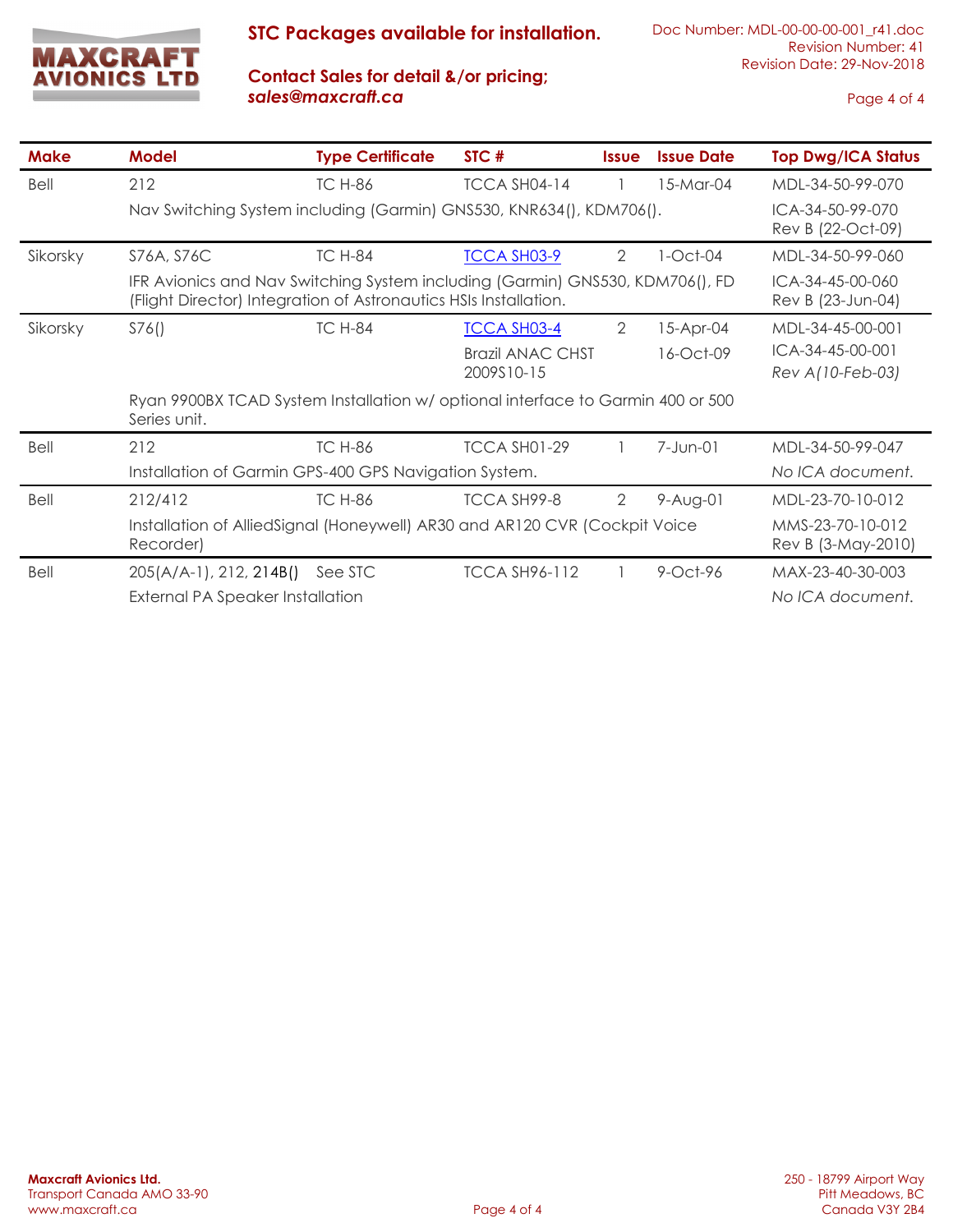**STC Packages available for installation.**

**Contact Sales for detail &/or pricing;**
***sales@maxcraft.ca***

Doc Number: MDL-00-00-00-001_r41.doc
Revision Number: 41
Revision Date: 29-Nov-2018

| Make | Model | Type Certificate | STC # | Issue | Issue Date | Top Dwg/ICA Status |
|---|---|---|---|---|---|---|
| Bell | 212 | TC H-86 | TCCA SH04-14 | 1 | 15-Mar-04 | MDL-34-50-99-070 |
| | Nav Switching System including (Garmin) GNS530, KNR634(), KDM706(). | | | | | ICA-34-50-99-070 Rev B (22-Oct-09) |
| Sikorsky | S76A, S76C | TC H-84 | TCCA SH03-9 | 2 | 1-Oct-04 | MDL-34-50-99-060 |
| | IFR Avionics and Nav Switching System including (Garmin) GNS530, KDM706(), FD (Flight Director) Integration of Astronautics HSIs Installation. | | | | | ICA-34-45-00-060 Rev B (23-Jun-04) |
| Sikorsky | S76() | TC H-84 | TCCA SH03-4 | 2 | 15-Apr-04 | MDL-34-45-00-001 |
| | | | Brazil ANAC CHST 2009S10-15 | | 16-Oct-09 | ICA-34-45-00-001 *Rev A(10-Feb-03)* |
| | Ryan 9900BX TCAD System Installation w/ optional interface to Garmin 400 or 500 Series unit. | | | | | |
| Bell | 212 | TC H-86 | TCCA SH01-29 | 1 | 7-Jun-01 | MDL-34-50-99-047 |
| | Installation of Garmin GPS-400 GPS Navigation System. | | | | | *No ICA document.* |
| Bell | 212/412 | TC H-86 | TCCA SH99-8 | 2 | 9-Aug-01 | MDL-23-70-10-012 |
| | Installation of AlliedSignal (Honeywell) AR30 and AR120 CVR (Cockpit Voice Recorder) | | | | | MMS-23-70-10-012 Rev B (3-May-2010) |
| Bell | 205(A/A-1), 212, 214B() | See STC | TCCA SH96-112 | 1 | 9-Oct-96 | MAX-23-40-30-003 |
| | External PA Speaker Installation | | | | | *No ICA document.* |

**Maxcraft Avionics Ltd.**
Transport Canada AMO 33-90
www.maxcraft.ca

250 - 18799 Airport Way
Pitt Meadows, BC
Canada V3Y 2B4